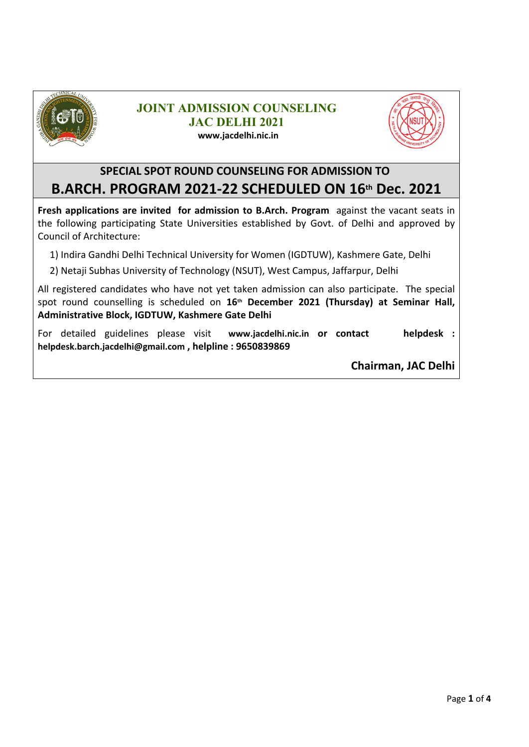# JOINT ADMISSION COUNSELING
# JAC DELHI 2021

**www.jacdelhi.nic.in**

## SPECIAL SPOT ROUND COUNSELING FOR ADMISSION TO
## B.ARCH. PROGRAM 2021-22 SCHEDULED ON 16th Dec. 2021

**Fresh applications are invited for admission to B.Arch. Program** against the vacant seats in the following participating State Universities established by Govt. of Delhi and approved by Council of Architecture:

1) Indira Gandhi Delhi Technical University for Women (IGDTUW), Kashmere Gate, Delhi
2) Netaji Subhas University of Technology (NSUT), West Campus, Jaffarpur, Delhi

All registered candidates who have not yet taken admission can also participate. The special spot round counselling is scheduled on **16th December 2021 (Thursday) at Seminar Hall, Administrative Block, IGDTUW, Kashmere Gate Delhi**

For detailed guidelines please visit **www.jacdelhi.nic.in or contact helpdesk : helpdesk.barch.jacdelhi@gmail.com , helpline : 9650839869**

**Chairman, JAC Delhi**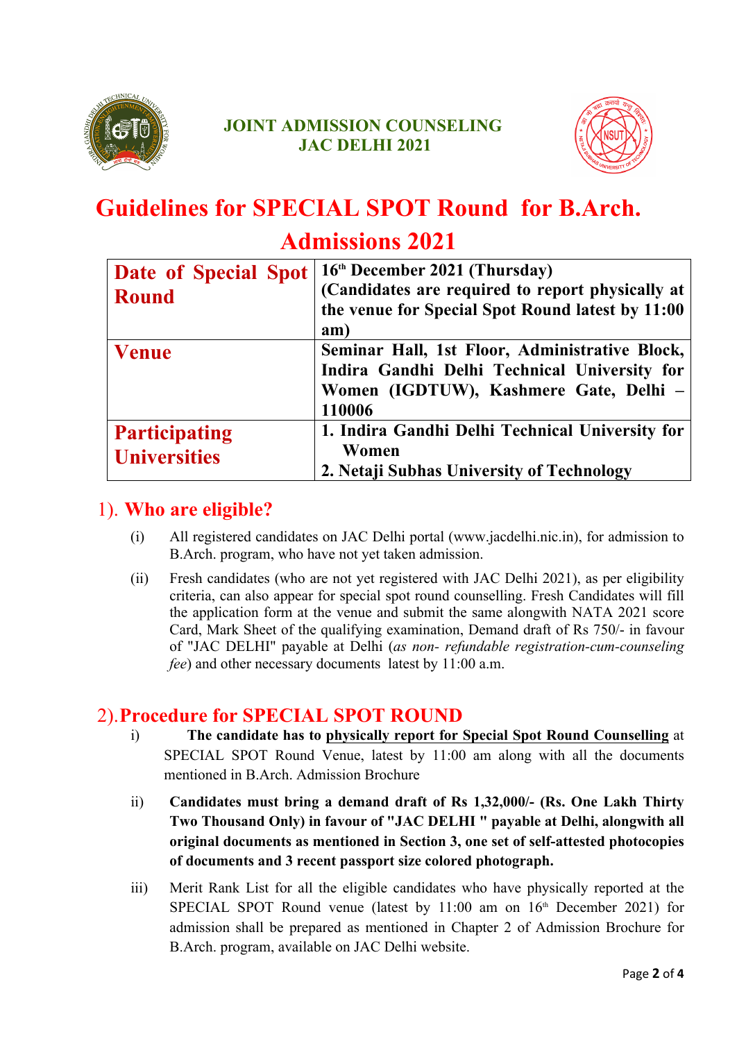**JOINT ADMISSION COUNSELING**
**JAC DELHI 2021**

# Guidelines for SPECIAL SPOT Round for B.Arch. Admissions 2021

| | |
|---|---|
| **Date of Special Spot Round** | **16th December 2021 (Thursday)** **(Candidates are required to report physically at the venue for Special Spot Round latest by 11:00 am)** |
| **Venue** | **Seminar Hall, 1st Floor, Administrative Block, Indira Gandhi Delhi Technical University for Women (IGDTUW), Kashmere Gate, Delhi – 110006** |
| **Participating Universities** | **1. Indira Gandhi Delhi Technical University for Women** **2. Netaji Subhas University of Technology** |

## 1). Who are eligible?

(i) All registered candidates on JAC Delhi portal (www.jacdelhi.nic.in), for admission to B.Arch. program, who have not yet taken admission.

(ii) Fresh candidates (who are not yet registered with JAC Delhi 2021), as per eligibility criteria, can also appear for special spot round counselling. Fresh Candidates will fill the application form at the venue and submit the same alongwith NATA 2021 score Card, Mark Sheet of the qualifying examination, Demand draft of Rs 750/- in favour of "JAC DELHI" payable at Delhi (*as non- refundable registration-cum-counseling fee*) and other necessary documents latest by 11:00 a.m.

## 2). Procedure for SPECIAL SPOT ROUND

i) **The candidate has to physically report for Special Spot Round Counselling** at SPECIAL SPOT Round Venue, latest by 11:00 am along with all the documents mentioned in B.Arch. Admission Brochure

ii) **Candidates must bring a demand draft of Rs 1,32,000/- (Rs. One Lakh Thirty Two Thousand Only) in favour of "JAC DELHI " payable at Delhi, alongwith all original documents as mentioned in Section 3, one set of self-attested photocopies of documents and 3 recent passport size colored photograph.**

iii) Merit Rank List for all the eligible candidates who have physically reported at the SPECIAL SPOT Round venue (latest by 11:00 am on 16th December 2021) for admission shall be prepared as mentioned in Chapter 2 of Admission Brochure for B.Arch. program, available on JAC Delhi website.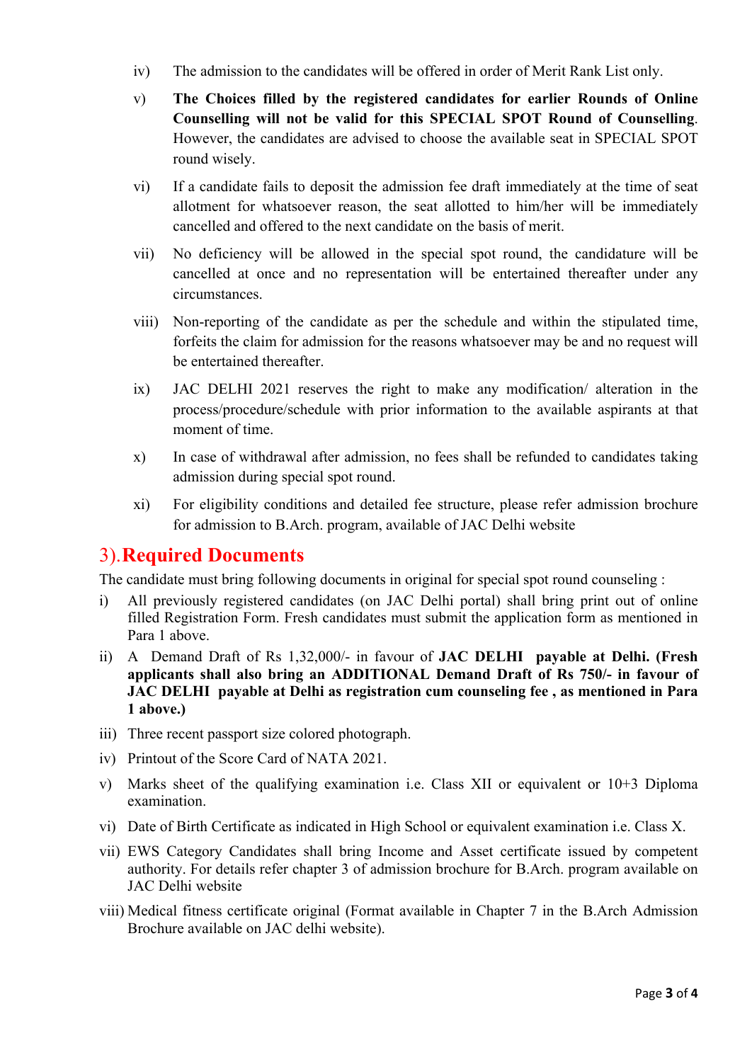iv) The admission to the candidates will be offered in order of Merit Rank List only.

v) **The Choices filled by the registered candidates for earlier Rounds of Online Counselling will not be valid for this SPECIAL SPOT Round of Counselling**. However, the candidates are advised to choose the available seat in SPECIAL SPOT round wisely.

vi) If a candidate fails to deposit the admission fee draft immediately at the time of seat allotment for whatsoever reason, the seat allotted to him/her will be immediately cancelled and offered to the next candidate on the basis of merit.

vii) No deficiency will be allowed in the special spot round, the candidature will be cancelled at once and no representation will be entertained thereafter under any circumstances.

viii) Non-reporting of the candidate as per the schedule and within the stipulated time, forfeits the claim for admission for the reasons whatsoever may be and no request will be entertained thereafter.

ix) JAC DELHI 2021 reserves the right to make any modification/ alteration in the process/procedure/schedule with prior information to the available aspirants at that moment of time.

x) In case of withdrawal after admission, no fees shall be refunded to candidates taking admission during special spot round.

xi) For eligibility conditions and detailed fee structure, please refer admission brochure for admission to B.Arch. program, available of JAC Delhi website

## 3).**Required Documents**

The candidate must bring following documents in original for special spot round counseling :

i) All previously registered candidates (on JAC Delhi portal) shall bring print out of online filled Registration Form. Fresh candidates must submit the application form as mentioned in Para 1 above.

ii) A Demand Draft of Rs 1,32,000/- in favour of **JAC DELHI payable at Delhi. (Fresh applicants shall also bring an ADDITIONAL Demand Draft of Rs 750/- in favour of JAC DELHI payable at Delhi as registration cum counseling fee , as mentioned in Para 1 above.)**

iii) Three recent passport size colored photograph.

iv) Printout of the Score Card of NATA 2021.

v) Marks sheet of the qualifying examination i.e. Class XII or equivalent or 10+3 Diploma examination.

vi) Date of Birth Certificate as indicated in High School or equivalent examination i.e. Class X.

vii) EWS Category Candidates shall bring Income and Asset certificate issued by competent authority. For details refer chapter 3 of admission brochure for B.Arch. program available on JAC Delhi website

viii) Medical fitness certificate original (Format available in Chapter 7 in the B.Arch Admission Brochure available on JAC delhi website).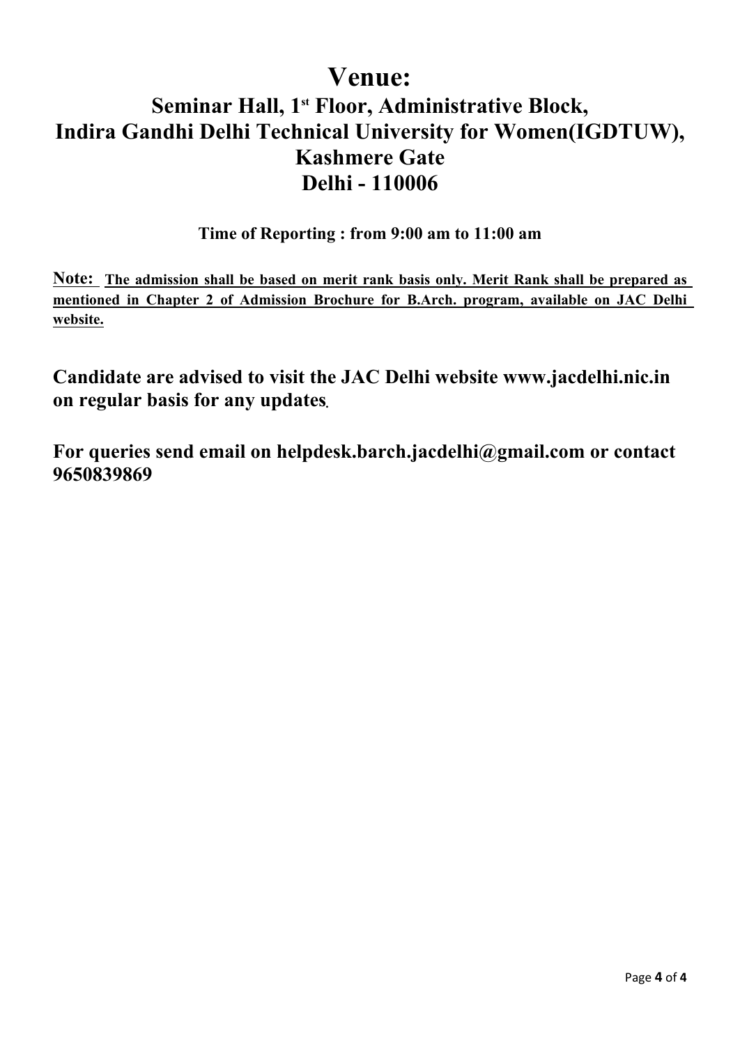# Venue:

## Seminar Hall, 1st Floor, Administrative Block, Indira Gandhi Delhi Technical University for Women(IGDTUW), Kashmere Gate Delhi - 110006

**Time of Reporting : from 9:00 am to 11:00 am**

**Note:** **The admission shall be based on merit rank basis only. Merit Rank shall be prepared as mentioned in Chapter 2 of Admission Brochure for B.Arch. program, available on JAC Delhi website.**

**Candidate are advised to visit the JAC Delhi website www.jacdelhi.nic.in on regular basis for any updates.**

**For queries send email on helpdesk.barch.jacdelhi@gmail.com or contact 9650839869**